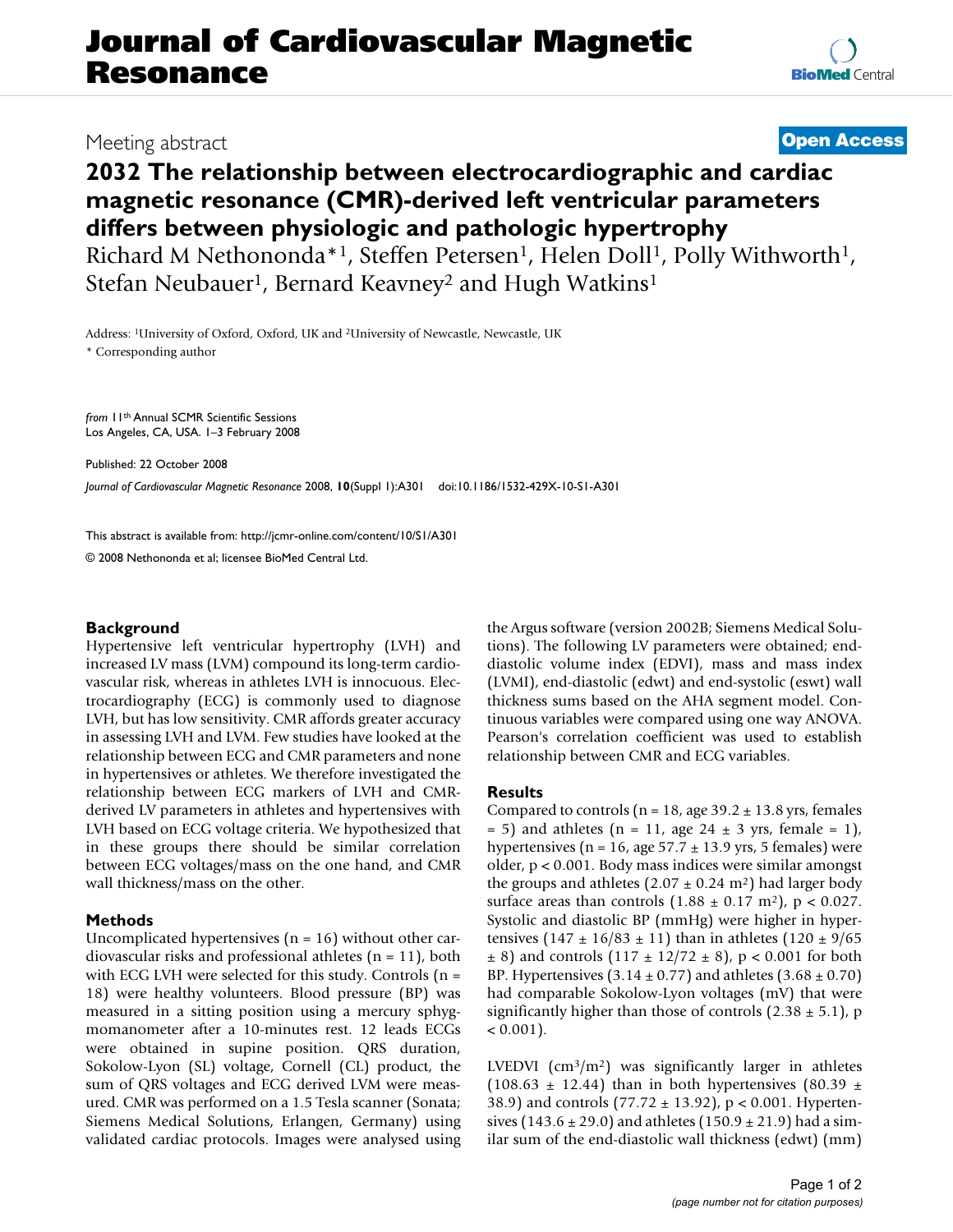# Journal of Cardiovascular Magnetic Resonance

Meeting abstract

**Open Access**

# 2032 The relationship between electrocardiographic and cardiac magnetic resonance (CMR)-derived left ventricular parameters differs between physiologic and pathologic hypertrophy

Richard M Nethononda*[1], Steffen Petersen[1], Helen Doll[1], Polly Withworth[1], Stefan Neubauer[1], Bernard Keavney[2] and Hugh Watkins[1]

Address: [1]University of Oxford, Oxford, UK and [2]University of Newcastle, Newcastle, UK

\* Corresponding author

*from* 11[th] Annual SCMR Scientific Sessions
Los Angeles, CA, USA. 1–3 February 2008

Published: 22 October 2008

*Journal of Cardiovascular Magnetic Resonance* 2008, **10**(Suppl 1):A301 doi:10.1186/1532-429X-10-S1-A301

This abstract is available from: http://jcmr-online.com/content/10/S1/A301

© 2008 Nethononda et al; licensee BioMed Central Ltd.

## Background

Hypertensive left ventricular hypertrophy (LVH) and increased LV mass (LVM) compound its long-term cardiovascular risk, whereas in athletes LVH is innocuous. Electrocardiography (ECG) is commonly used to diagnose LVH, but has low sensitivity. CMR affords greater accuracy in assessing LVH and LVM. Few studies have looked at the relationship between ECG and CMR parameters and none in hypertensives or athletes. We therefore investigated the relationship between ECG markers of LVH and CMR-derived LV parameters in athletes and hypertensives with LVH based on ECG voltage criteria. We hypothesized that in these groups there should be similar correlation between ECG voltages/mass on the one hand, and CMR wall thickness/mass on the other.

## Methods

Uncomplicated hypertensives (n = 16) without other cardiovascular risks and professional athletes (n = 11), both with ECG LVH were selected for this study. Controls (n = 18) were healthy volunteers. Blood pressure (BP) was measured in a sitting position using a mercury sphygmomanometer after a 10-minutes rest. 12 leads ECGs were obtained in supine position. QRS duration, Sokolow-Lyon (SL) voltage, Cornell (CL) product, the sum of QRS voltages and ECG derived LVM were measured. CMR was performed on a 1.5 Tesla scanner (Sonata; Siemens Medical Solutions, Erlangen, Germany) using validated cardiac protocols. Images were analysed using the Argus software (version 2002B; Siemens Medical Solutions). The following LV parameters were obtained; end-diastolic volume index (EDVI), mass and mass index (LVMI), end-diastolic (edwt) and end-systolic (eswt) wall thickness sums based on the AHA segment model. Continuous variables were compared using one way ANOVA. Pearson's correlation coefficient was used to establish relationship between CMR and ECG variables.

## Results

Compared to controls (n = 18, age 39.2 ± 13.8 yrs, females = 5) and athletes (n = 11, age 24 ± 3 yrs, female = 1), hypertensives (n = 16, age 57.7 ± 13.9 yrs, 5 females) were older, $p < 0.001$. Body mass indices were similar amongst the groups and athletes (2.07 ± 0.24 m$^2$) had larger body surface areas than controls (1.88 ± 0.17 m$^2$), $p < 0.027$. Systolic and diastolic BP (mmHg) were higher in hypertensives (147 ± 16/83 ± 11) than in athletes (120 ± 9/65 ± 8) and controls (117 ± 12/72 ± 8), $p < 0.001$ for both BP. Hypertensives (3.14 ± 0.77) and athletes (3.68 ± 0.70) had comparable Sokolow-Lyon voltages (mV) that were significantly higher than those of controls (2.38 ± 5.1), $p < 0.001$).

LVEDVI (cm$^3$/m$^2$) was significantly larger in athletes (108.63 ± 12.44) than in both hypertensives (80.39 ± 38.9) and controls (77.72 ± 13.92), $p < 0.001$. Hypertensives (143.6 ± 29.0) and athletes (150.9 ± 21.9) had a similar sum of the end-diastolic wall thickness (edwt) (mm)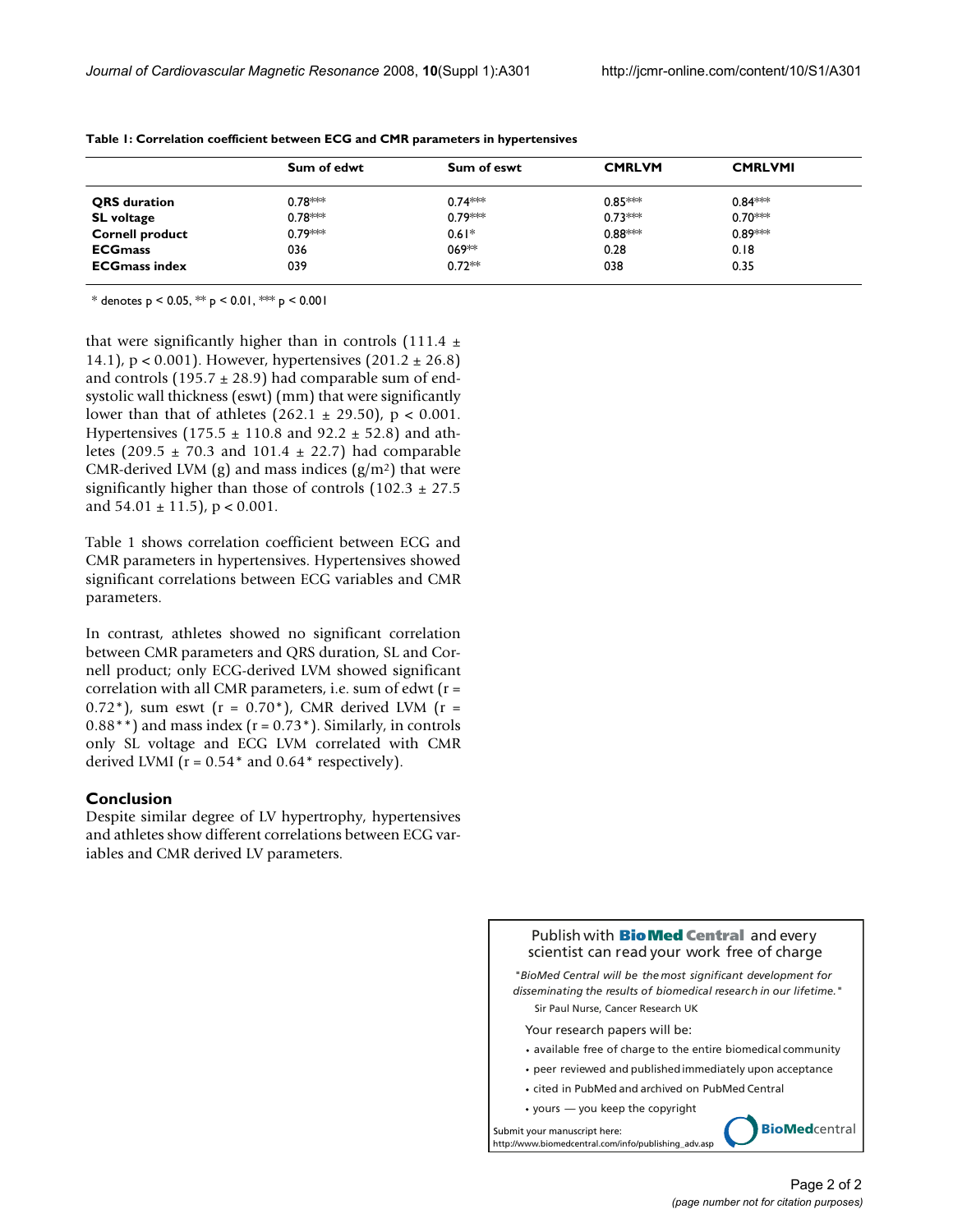**Table 1: Correlation coefficient between ECG and CMR parameters in hypertensives**

| | Sum of edwt | Sum of eswt | CMRLVM | CMRLVMI |
|---|---|---|---|---|
| **QRS duration** | 0.78*** | 0.74*** | 0.85*** | 0.84*** |
| **SL voltage** | 0.78*** | 0.79*** | 0.73*** | 0.70*** |
| **Cornell product** | 0.79*** | 0.61* | 0.88*** | 0.89*** |
| **ECGmass** | 036 | 069** | 0.28 | 0.18 |
| **ECGmass index** | 039 | 0.72** | 038 | 0.35 |

* denotes $p < 0.05$, ** $p < 0.01$, *** $p < 0.001$

that were significantly higher than in controls (111.4 ± 14.1), $p < 0.001$). However, hypertensives (201.2 ± 26.8) and controls (195.7 ± 28.9) had comparable sum of end-systolic wall thickness (eswt) (mm) that were significantly lower than that of athletes (262.1 ± 29.50), $p < 0.001$. Hypertensives (175.5 ± 110.8 and 92.2 ± 52.8) and athletes (209.5 ± 70.3 and 101.4 ± 22.7) had comparable CMR-derived LVM (g) and mass indices ($g/m^2$) that were significantly higher than those of controls (102.3 ± 27.5 and 54.01 ± 11.5), $p < 0.001$.

Table 1 shows correlation coefficient between ECG and CMR parameters in hypertensives. Hypertensives showed significant correlations between ECG variables and CMR parameters.

In contrast, athletes showed no significant correlation between CMR parameters and QRS duration, SL and Cornell product; only ECG-derived LVM showed significant correlation with all CMR parameters, i.e. sum of edwt (r = 0.72*), sum eswt (r = 0.70*), CMR derived LVM (r = 0.88**) and mass index (r = 0.73*). Similarly, in controls only SL voltage and ECG LVM correlated with CMR derived LVMI (r = 0.54* and 0.64* respectively).

## Conclusion

Despite similar degree of LV hypertrophy, hypertensives and athletes show different correlations between ECG variables and CMR derived LV parameters.